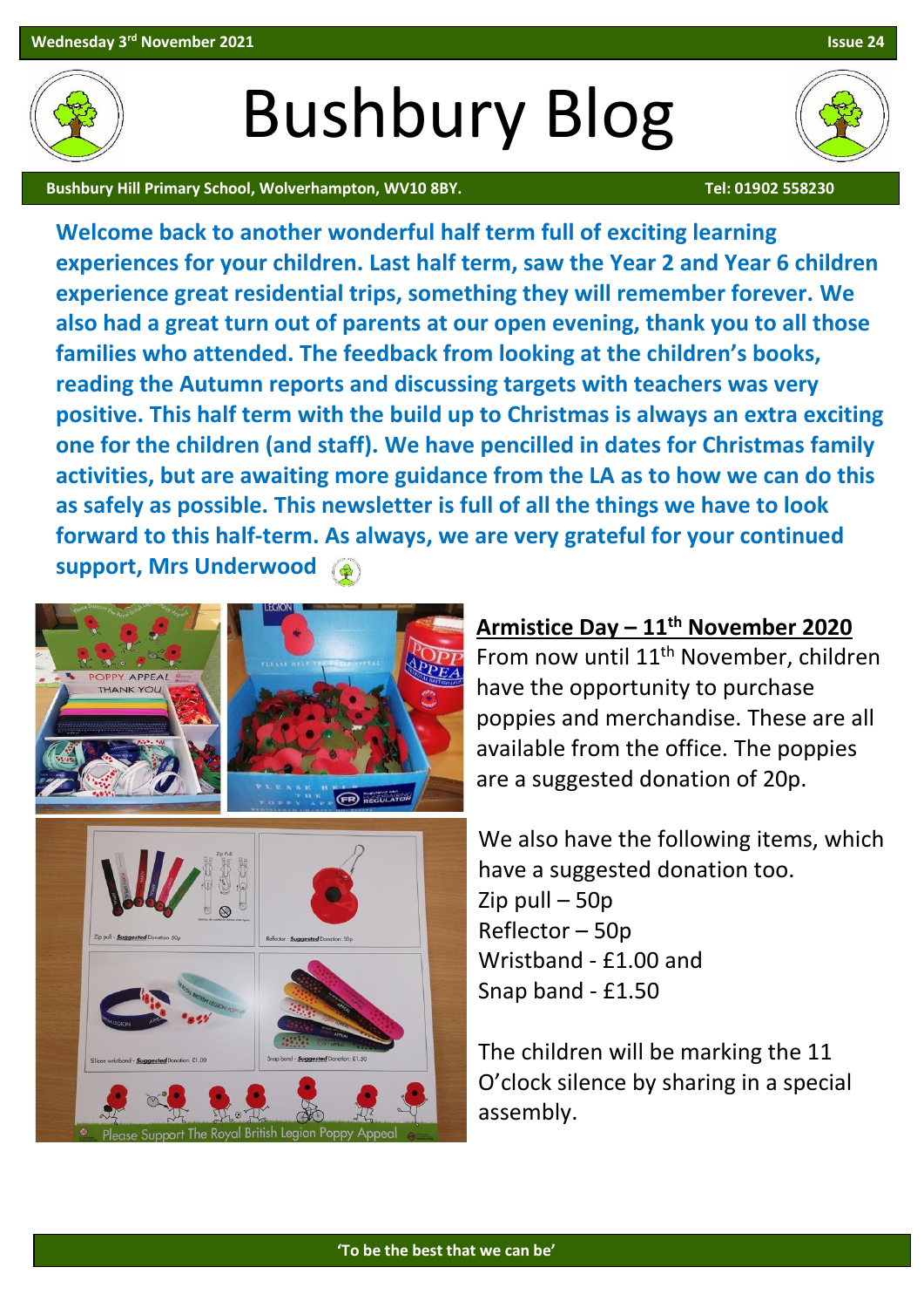# Bushbury Blog

Bushbury Hill Primary School, Wolverhampton, WV10 8BY. Tel: 01902 558230

**Welcome back to another wonderful half term full of exciting learning experiences for your children. Last half term, saw the Year 2 and Year 6 children experience great residential trips, something they will remember forever. We also had a great turn out of parents at our open evening, thank you to all those families who attended. The feedback from looking at the children's books, reading the Autumn reports and discussing targets with teachers was very positive. This half term with the build up to Christmas is always an extra exciting one for the children (and staff). We have pencilled in dates for Christmas family activities, but are awaiting more guidance from the LA as to how we can do this as safely as possible. This newsletter is full of all the things we have to look forward to this half-term. As always, we are very grateful for your continued support, Mrs Underwood**

## Armistice Day – 11th November 2020

From now until 11th November, children have the opportunity to purchase poppies and merchandise. These are all available from the office. The poppies are a suggested donation of 20p.

We also have the following items, which have a suggested donation too.
Zip pull – 50p
Reflector – 50p
Wristband - £1.00 and
Snap band - £1.50

The children will be marking the 11 O'clock silence by sharing in a special assembly.

'To be the best that we can be'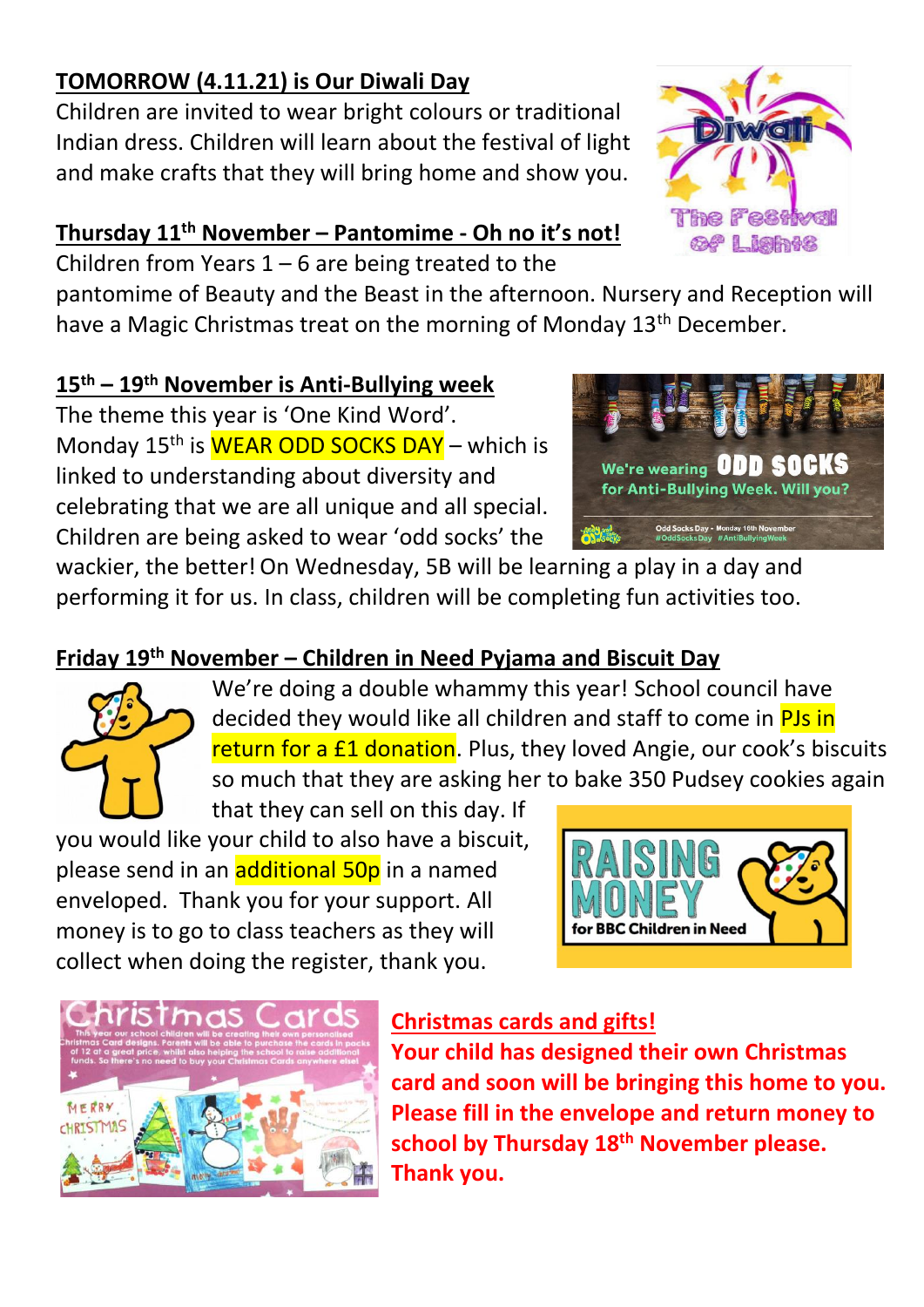**TOMORROW (4.11.21) is Our Diwali Day**

Children are invited to wear bright colours or traditional Indian dress. Children will learn about the festival of light and make crafts that they will bring home and show you.

**Thursday 11th November – Pantomime - Oh no it's not!**

Children from Years 1 – 6 are being treated to the pantomime of Beauty and the Beast in the afternoon. Nursery and Reception will have a Magic Christmas treat on the morning of Monday 13th December.

**15th – 19th November is Anti-Bullying week**

The theme this year is 'One Kind Word'. Monday 15th is WEAR ODD SOCKS DAY – which is linked to understanding about diversity and celebrating that we are all unique and all special. Children are being asked to wear 'odd socks' the wackier, the better! On Wednesday, 5B will be learning a play in a day and performing it for us. In class, children will be completing fun activities too.

**Friday 19th November – Children in Need Pyjama and Biscuit Day**

We're doing a double whammy this year! School council have decided they would like all children and staff to come in PJs in return for a £1 donation. Plus, they loved Angie, our cook's biscuits so much that they are asking her to bake 350 Pudsey cookies again that they can sell on this day. If you would like your child to also have a biscuit, please send in an additional 50p in a named enveloped. Thank you for your support. All money is to go to class teachers as they will collect when doing the register, thank you.

**Christmas cards and gifts!**

**Your child has designed their own Christmas card and soon will be bringing this home to you. Please fill in the envelope and return money to school by Thursday 18th November please. Thank you.**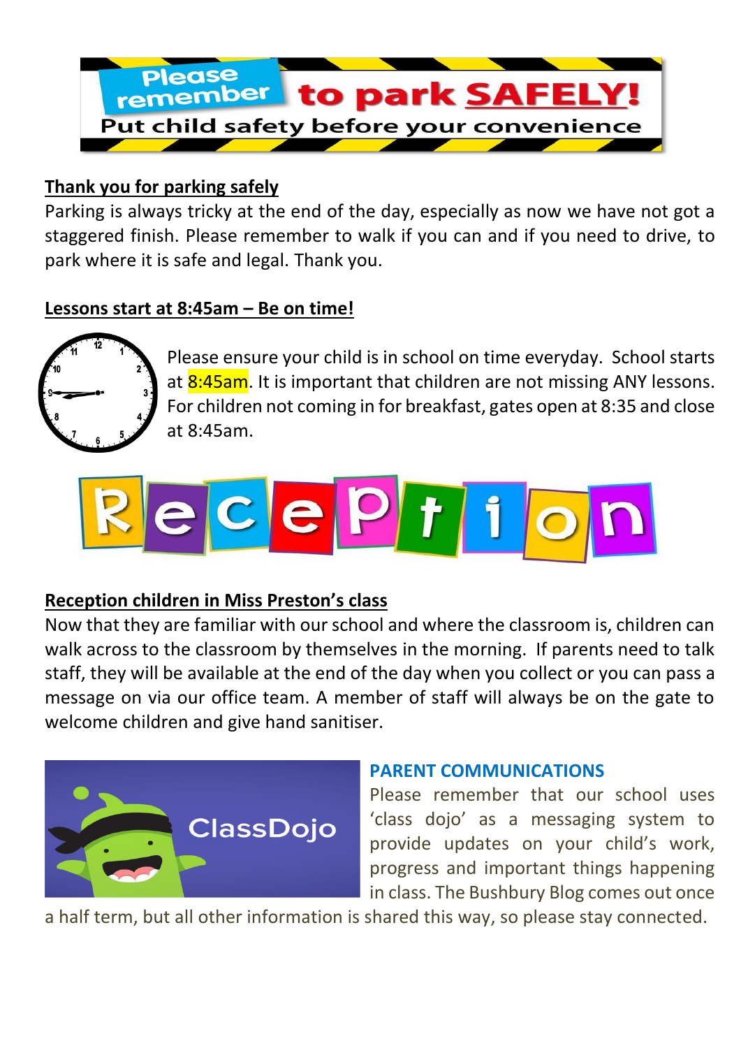**Please remember to park SAFELY!**

**Put child safety before your convenience**

## Thank you for parking safely

Parking is always tricky at the end of the day, especially as now we have not got a staggered finish. Please remember to walk if you can and if you need to drive, to park where it is safe and legal. Thank you.

## Lessons start at 8:45am – Be on time!

Please ensure your child is in school on time everyday. School starts at 8:45am. It is important that children are not missing ANY lessons. For children not coming in for breakfast, gates open at 8:35 and close at 8:45am.

# Reception

## Reception children in Miss Preston's class

Now that they are familiar with our school and where the classroom is, children can walk across to the classroom by themselves in the morning. If parents need to talk staff, they will be available at the end of the day when you collect or you can pass a message on via our office team. A member of staff will always be on the gate to welcome children and give hand sanitiser.

ClassDojo

## PARENT COMMUNICATIONS

Please remember that our school uses 'class dojo' as a messaging system to provide updates on your child's work, progress and important things happening in class. The Bushbury Blog comes out once a half term, but all other information is shared this way, so please stay connected.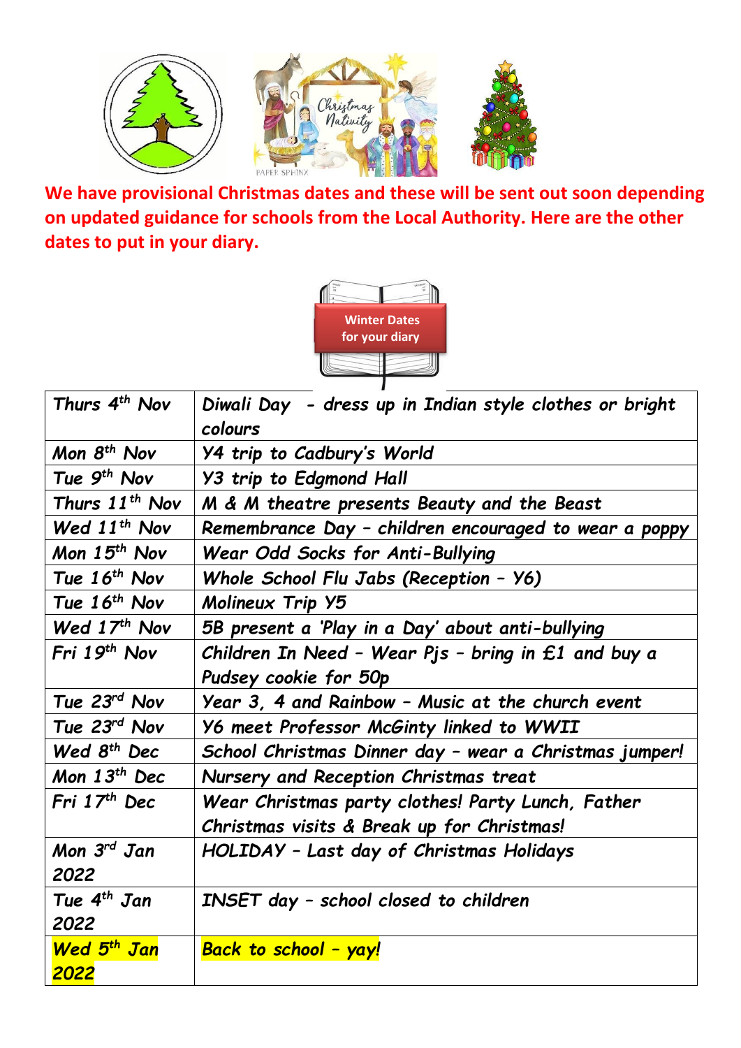**We have provisional Christmas dates and these will be sent out soon depending on updated guidance for schools from the Local Authority. Here are the other dates to put in your diary.**

**Winter Dates for your diary**

| | |
|---|---|
| *Thurs 4th Nov* | *Diwali Day - dress up in Indian style clothes or bright colours* |
| *Mon 8th Nov* | *Y4 trip to Cadbury's World* |
| *Tue 9th Nov* | *Y3 trip to Edgmond Hall* |
| *Thurs 11th Nov* | *M & M theatre presents Beauty and the Beast* |
| *Wed 11th Nov* | *Remembrance Day – children encouraged to wear a poppy* |
| *Mon 15th Nov* | *Wear Odd Socks for Anti-Bullying* |
| *Tue 16th Nov* | *Whole School Flu Jabs (Reception – Y6)* |
| *Tue 16th Nov* | *Molineux Trip Y5* |
| *Wed 17th Nov* | *5B present a 'Play in a Day' about anti-bullying* |
| *Fri 19th Nov* | *Children In Need – Wear Pjs – bring in £1 and buy a Pudsey cookie for 50p* |
| *Tue 23rd Nov* | *Year 3, 4 and Rainbow – Music at the church event* |
| *Tue 23rd Nov* | *Y6 meet Professor McGinty linked to WWII* |
| *Wed 8th Dec* | *School Christmas Dinner day – wear a Christmas jumper!* |
| *Mon 13th Dec* | *Nursery and Reception Christmas treat* |
| *Fri 17th Dec* | *Wear Christmas party clothes! Party Lunch, Father Christmas visits & Break up for Christmas!* |
| *Mon 3rd Jan 2022* | *HOLIDAY – Last day of Christmas Holidays* |
| *Tue 4th Jan 2022* | *INSET day – school closed to children* |
| *Wed 5th Jan 2022* | *Back to school – yay!* |